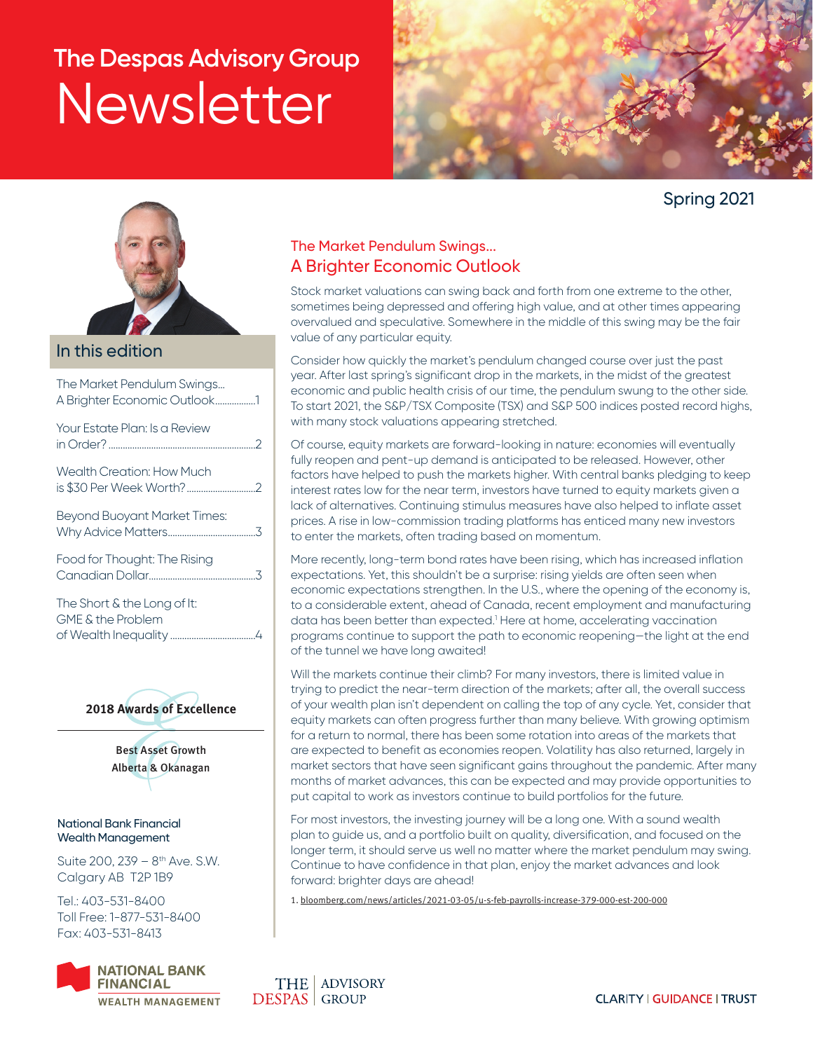# The Despas Advisory Group Newsletter

Spring 2021

## In this edition

- The Market Pendulum Swings… A Brighter Economic Outlook.................1
- Your Estate Plan: Is a Review in Order?.............................................2
- Wealth Creation: How Much is $30 Per Week Worth?.............................2
- Beyond Buoyant Market Times: Why Advice Matters.....................................3
- Food for Thought: The Rising Canadian Dollar.............................................3
- The Short & the Long of It: GME & the Problem of Wealth Inequality....................................4

**2018 Awards of Excellence**

**Best Asset Growth**
**Alberta & Okanagan**

**National Bank Financial Wealth Management**

Suite 200, 239 – 8th Ave. S.W.
Calgary AB T2P 1B9

Tel.: 403-531-8400
Toll Free: 1-877-531-8400
Fax: 403-531-8413

## The Market Pendulum Swings… A Brighter Economic Outlook

Stock market valuations can swing back and forth from one extreme to the other, sometimes being depressed and offering high value, and at other times appearing overvalued and speculative. Somewhere in the middle of this swing may be the fair value of any particular equity.

Consider how quickly the market's pendulum changed course over just the past year. After last spring's significant drop in the markets, in the midst of the greatest economic and public health crisis of our time, the pendulum swung to the other side. To start 2021, the S&P/TSX Composite (TSX) and S&P 500 indices posted record highs, with many stock valuations appearing stretched.

Of course, equity markets are forward-looking in nature: economies will eventually fully reopen and pent-up demand is anticipated to be released. However, other factors have helped to push the markets higher. With central banks pledging to keep interest rates low for the near term, investors have turned to equity markets given a lack of alternatives. Continuing stimulus measures have also helped to inflate asset prices. A rise in low-commission trading platforms has enticed many new investors to enter the markets, often trading based on momentum.

More recently, long-term bond rates have been rising, which has increased inflation expectations. Yet, this shouldn't be a surprise: rising yields are often seen when economic expectations strengthen. In the U.S., where the opening of the economy is, to a considerable extent, ahead of Canada, recent employment and manufacturing data has been better than expected.[1] Here at home, accelerating vaccination programs continue to support the path to economic reopening—the light at the end of the tunnel we have long awaited!

Will the markets continue their climb? For many investors, there is limited value in trying to predict the near-term direction of the markets; after all, the overall success of your wealth plan isn't dependent on calling the top of any cycle. Yet, consider that equity markets can often progress further than many believe. With growing optimism for a return to normal, there has been some rotation into areas of the markets that are expected to benefit as economies reopen. Volatility has also returned, largely in market sectors that have seen significant gains throughout the pandemic. After many months of market advances, this can be expected and may provide opportunities to put capital to work as investors continue to build portfolios for the future.

For most investors, the investing journey will be a long one. With a sound wealth plan to guide us, and a portfolio built on quality, diversification, and focused on the longer term, it should serve us well no matter where the market pendulum may swing. Continue to have confidence in that plan, enjoy the market advances and look forward: brighter days are ahead!

1. bloomberg.com/news/articles/2021-03-05/u-s-feb-payrolls-increase-379-000-est-200-000

NATIONAL BANK FINANCIAL WEALTH MANAGEMENT

THE DESPAS | ADVISORY GROUP

CLARITY | GUIDANCE | TRUST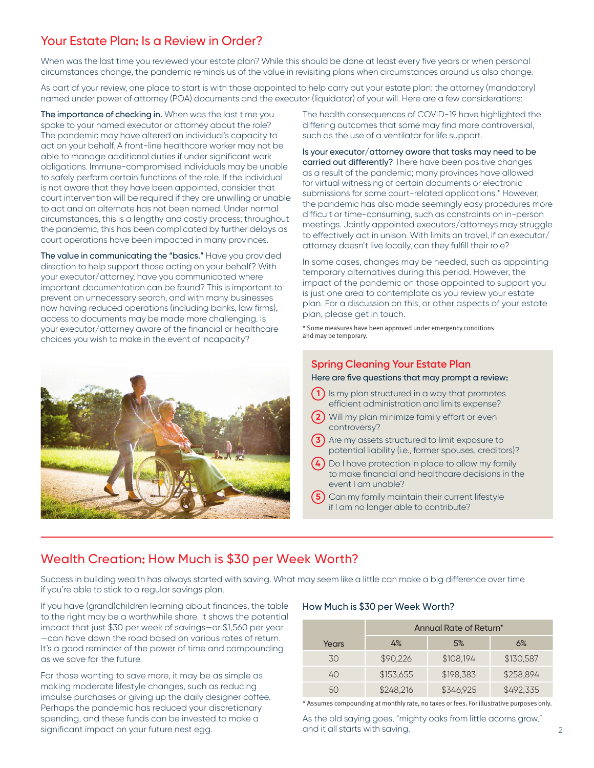## Your Estate Plan: Is a Review in Order?

When was the last time you reviewed your estate plan? While this should be done at least every five years or when personal circumstances change, the pandemic reminds us of the value in revisiting plans when circumstances around us also change.

As part of your review, one place to start is with those appointed to help carry out your estate plan: the attorney (mandatory) named under power of attorney (POA) documents and the executor (liquidator) of your will. Here are a few considerations:

**The importance of checking in.** When was the last time you spoke to your named executor or attorney about the role? The pandemic may have altered an individual's capacity to act on your behalf. A front-line healthcare worker may not be able to manage additional duties if under significant work obligations. Immune-compromised individuals may be unable to safely perform certain functions of the role. If the individual is not aware that they have been appointed, consider that court intervention will be required if they are unwilling or unable to act and an alternate has not been named. Under normal circumstances, this is a lengthy and costly process; throughout the pandemic, this has been complicated by further delays as court operations have been impacted in many provinces.

**The value in communicating the "basics."** Have you provided direction to help support those acting on your behalf? With your executor/attorney, have you communicated where important documentation can be found? This is important to prevent an unnecessary search, and with many businesses now having reduced operations (including banks, law firms), access to documents may be made more challenging. Is your executor/attorney aware of the financial or healthcare choices you wish to make in the event of incapacity? The health consequences of COVID-19 have highlighted the differing outcomes that some may find more controversial, such as the use of a ventilator for life support.

**Is your executor/attorney aware that tasks may need to be carried out differently?** There have been positive changes as a result of the pandemic; many provinces have allowed for virtual witnessing of certain documents or electronic submissions for some court-related applications.* However, the pandemic has also made seemingly easy procedures more difficult or time-consuming, such as constraints on in-person meetings. Jointly appointed executors/attorneys may struggle to effectively act in unison. With limits on travel, if an executor/attorney doesn't live locally, can they fulfill their role?

In some cases, changes may be needed, such as appointing temporary alternatives during this period. However, the impact of the pandemic on those appointed to support you is just one area to contemplate as you review your estate plan. For a discussion on this, or other aspects of your estate plan, please get in touch.

\* Some measures have been approved under emergency conditions and may be temporary.

### Spring Cleaning Your Estate Plan

**Here are five questions that may prompt a review:**

1. Is my plan structured in a way that promotes efficient administration and limits expense?
2. Will my plan minimize family effort or even controversy?
3. Are my assets structured to limit exposure to potential liability (i.e., former spouses, creditors)?
4. Do I have protection in place to allow my family to make financial and healthcare decisions in the event I am unable?
5. Can my family maintain their current lifestyle if I am no longer able to contribute?

## Wealth Creation: How Much is $30 per Week Worth?

Success in building wealth has always started with saving. What may seem like a little can make a big difference over time if you're able to stick to a regular savings plan.

If you have (grand)children learning about finances, the table to the right may be a worthwhile share. It shows the potential impact that just $30 per week of savings—or $1,560 per year—can have down the road based on various rates of return. It's a good reminder of the power of time and compounding as we save for the future.

For those wanting to save more, it may be as simple as making moderate lifestyle changes, such as reducing impulse purchases or giving up the daily designer coffee. Perhaps the pandemic has reduced your discretionary spending, and these funds can be invested to make a significant impact on your future nest egg.

**How Much is $30 per Week Worth?**

| | Annual Rate of Return* | | |
|---|---|---|---|
| Years | 4% | 5% | 6% |
| 30 | $90,226 | $108,194 | $130,587 |
| 40 | $153,655 | $198,383 | $258,894 |
| 50 | $248,216 | $346,925 | $492,335 |

\* Assumes compounding at monthly rate, no taxes or fees. For illustrative purposes only.

As the old saying goes, "mighty oaks from little acorns grow," and it all starts with saving.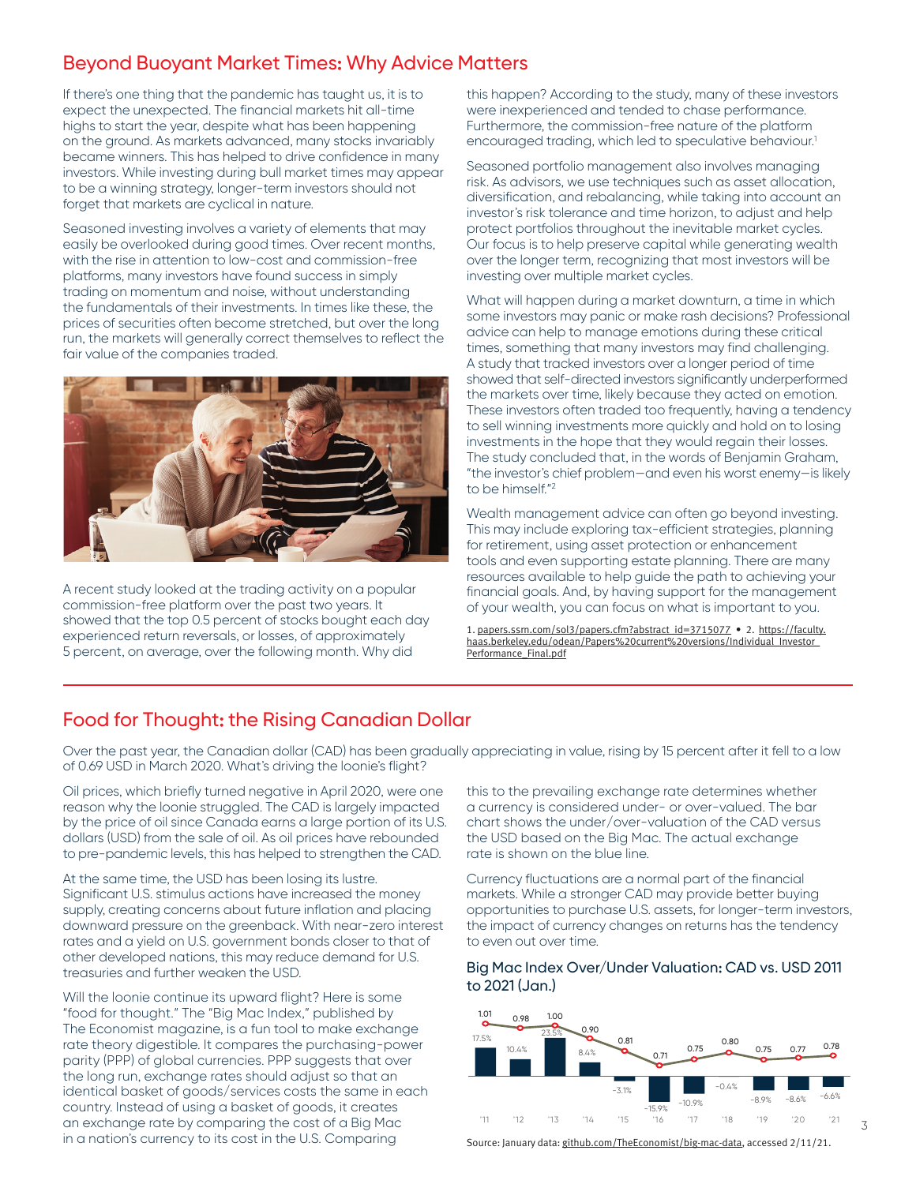## Beyond Buoyant Market Times: Why Advice Matters

If there's one thing that the pandemic has taught us, it is to expect the unexpected. The financial markets hit all-time highs to start the year, despite what has been happening on the ground. As markets advanced, many stocks invariably became winners. This has helped to drive confidence in many investors. While investing during bull market times may appear to be a winning strategy, longer-term investors should not forget that markets are cyclical in nature.

Seasoned investing involves a variety of elements that may easily be overlooked during good times. Over recent months, with the rise in attention to low-cost and commission-free platforms, many investors have found success in simply trading on momentum and noise, without understanding the fundamentals of their investments. In times like these, the prices of securities often become stretched, but over the long run, the markets will generally correct themselves to reflect the fair value of the companies traded.

A recent study looked at the trading activity on a popular commission-free platform over the past two years. It showed that the top 0.5 percent of stocks bought each day experienced return reversals, or losses, of approximately 5 percent, on average, over the following month. Why did this happen? According to the study, many of these investors were inexperienced and tended to chase performance. Furthermore, the commission-free nature of the platform encouraged trading, which led to speculative behaviour.[1]

Seasoned portfolio management also involves managing risk. As advisors, we use techniques such as asset allocation, diversification, and rebalancing, while taking into account an investor's risk tolerance and time horizon, to adjust and help protect portfolios throughout the inevitable market cycles. Our focus is to help preserve capital while generating wealth over the longer term, recognizing that most investors will be investing over multiple market cycles.

What will happen during a market downturn, a time in which some investors may panic or make rash decisions? Professional advice can help to manage emotions during these critical times, something that many investors may find challenging. A study that tracked investors over a longer period of time showed that self-directed investors significantly underperformed the markets over time, likely because they acted on emotion. These investors often traded too frequently, having a tendency to sell winning investments more quickly and hold on to losing investments in the hope that they would regain their losses. The study concluded that, in the words of Benjamin Graham, "the investor's chief problem—and even his worst enemy—is likely to be himself."[2]

Wealth management advice can often go beyond investing. This may include exploring tax-efficient strategies, planning for retirement, using asset protection or enhancement tools and even supporting estate planning. There are many resources available to help guide the path to achieving your financial goals. And, by having support for the management of your wealth, you can focus on what is important to you.

1. papers.ssrn.com/sol3/papers.cfm?abstract_id=3715077 • 2. https://faculty.haas.berkeley.edu/odean/Papers%20current%20versions/Individual_Investor_Performance_Final.pdf

## Food for Thought: the Rising Canadian Dollar

Over the past year, the Canadian dollar (CAD) has been gradually appreciating in value, rising by 15 percent after it fell to a low of 0.69 USD in March 2020. What's driving the loonie's flight?

Oil prices, which briefly turned negative in April 2020, were one reason why the loonie struggled. The CAD is largely impacted by the price of oil since Canada earns a large portion of its U.S. dollars (USD) from the sale of oil. As oil prices have rebounded to pre-pandemic levels, this has helped to strengthen the CAD.

At the same time, the USD has been losing its lustre. Significant U.S. stimulus actions have increased the money supply, creating concerns about future inflation and placing downward pressure on the greenback. With near-zero interest rates and a yield on U.S. government bonds closer to that of other developed nations, this may reduce demand for U.S. treasuries and further weaken the USD.

Will the loonie continue its upward flight? Here is some "food for thought." The "Big Mac Index," published by The Economist magazine, is a fun tool to make exchange rate theory digestible. It compares the purchasing-power parity (PPP) of global currencies. PPP suggests that over the long run, exchange rates should adjust so that an identical basket of goods/services costs the same in each country. Instead of using a basket of goods, it creates an exchange rate by comparing the cost of a Big Mac in a nation's currency to its cost in the U.S. Comparing this to the prevailing exchange rate determines whether a currency is considered under- or over-valued. The bar chart shows the under/over-valuation of the CAD versus the USD based on the Big Mac. The actual exchange rate is shown on the blue line.

Currency fluctuations are a normal part of the financial markets. While a stronger CAD may provide better buying opportunities to purchase U.S. assets, for longer-term investors, the impact of currency changes on returns has the tendency to even out over time.

### Big Mac Index Over/Under Valuation: CAD vs. USD 2011 to 2021 (Jan.)

| Year | Over/Under Valuation | Exchange Rate |
|---|---|---|
| '11 | 17.5% | 1.01 |
| '12 | 10.4% | 0.98 |
| '13 | 23.5% | 1.00 |
| '14 | 8.4% | 0.90 |
| '15 | -3.1% | 0.81 |
| '16 | -15.9% | 0.71 |
| '17 | -10.9% | 0.75 |
| '18 | -0.4% | 0.80 |
| '19 | -8.9% | 0.75 |
| '20 | -8.6% | 0.77 |
| '21 | -6.6% | 0.78 |

Source: January data: github.com/TheEconomist/big-mac-data, accessed 2/11/21.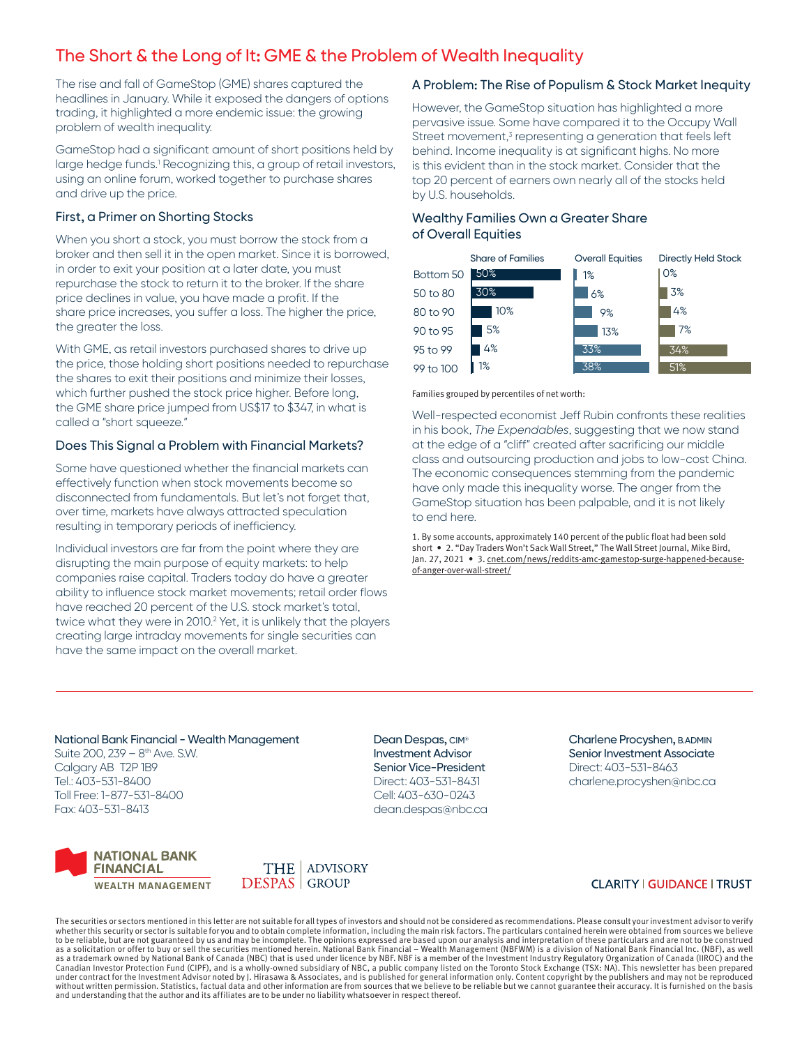# The Short & the Long of It: GME & the Problem of Wealth Inequality

The rise and fall of GameStop (GME) shares captured the headlines in January. While it exposed the dangers of options trading, it highlighted a more endemic issue: the growing problem of wealth inequality.

GameStop had a significant amount of short positions held by large hedge funds.[1] Recognizing this, a group of retail investors, using an online forum, worked together to purchase shares and drive up the price.

### First, a Primer on Shorting Stocks

When you short a stock, you must borrow the stock from a broker and then sell it in the open market. Since it is borrowed, in order to exit your position at a later date, you must repurchase the stock to return it to the broker. If the share price declines in value, you have made a profit. If the share price increases, you suffer a loss. The higher the price, the greater the loss.

With GME, as retail investors purchased shares to drive up the price, those holding short positions needed to repurchase the shares to exit their positions and minimize their losses, which further pushed the stock price higher. Before long, the GME share price jumped from US$17 to $347, in what is called a "short squeeze."

### Does This Signal a Problem with Financial Markets?

Some have questioned whether the financial markets can effectively function when stock movements become so disconnected from fundamentals. But let's not forget that, over time, markets have always attracted speculation resulting in temporary periods of inefficiency.

Individual investors are far from the point where they are disrupting the main purpose of equity markets: to help companies raise capital. Traders today do have a greater ability to influence stock market movements; retail order flows have reached 20 percent of the U.S. stock market's total, twice what they were in 2010.[2] Yet, it is unlikely that the players creating large intraday movements for single securities can have the same impact on the overall market.

### A Problem: The Rise of Populism & Stock Market Inequity

However, the GameStop situation has highlighted a more pervasive issue. Some have compared it to the Occupy Wall Street movement,[3] representing a generation that feels left behind. Income inequality is at significant highs. No more is this evident than in the stock market. Consider that the top 20 percent of earners own nearly all of the stocks held by U.S. households.

### Wealthy Families Own a Greater Share of Overall Equities

Share of Families | Overall Equities | Directly Held Stock

Bottom 50: 50% | 1% | 0%

50 to 80: 30% | 6% | 3%

80 to 90: 10% | 9% | 4%

90 to 95: 5% | 13% | 7%

95 to 99: 4% | 33% | 34%

99 to 100: 1% | 38% | 51%

Families grouped by percentiles of net worth:

Well-respected economist Jeff Rubin confronts these realities in his book, *The Expendables*, suggesting that we now stand at the edge of a "cliff" created after sacrificing our middle class and outsourcing production and jobs to low-cost China. The economic consequences stemming from the pandemic have only made this inequality worse. The anger from the GameStop situation has been palpable, and it is not likely to end here.

1. By some accounts, approximately 140 percent of the public float had been sold short • 2. "Day Traders Won't Sack Wall Street," The Wall Street Journal, Mike Bird, Jan. 27, 2021 • 3. cnet.com/news/reddits-amc-gamestop-surge-happened-because-of-anger-over-wall-street/

---

**National Bank Financial - Wealth Management**
Suite 200, 239 – 8th Ave. S.W.
Calgary AB T2P 1B9
Tel.: 403-531-8400
Toll Free: 1-877-531-8400
Fax: 403-531-8413

**Dean Despas, CIM®**
**Investment Advisor**
**Senior Vice-President**
Direct: 403-531-8431
Cell: 403-630-0243
dean.despas@nbc.ca

**Charlene Procyshen, B.ADMIN**
**Senior Investment Associate**
Direct: 403-531-8463
charlene.procyshen@nbc.ca

NATIONAL BANK FINANCIAL WEALTH MANAGEMENT

THE DESPAS | ADVISORY GROUP

CLARITY | GUIDANCE | TRUST

The securities or sectors mentioned in this letter are not suitable for all types of investors and should not be considered as recommendations. Please consult your investment advisor to verify whether this security or sector is suitable for you and to obtain complete information, including the main risk factors. The particulars contained herein were obtained from sources we believe to be reliable, but are not guaranteed by us and may be incomplete. The opinions expressed are based upon our analysis and interpretation of these particulars and are not to be construed as a solicitation or offer to buy or sell the securities mentioned herein. National Bank Financial – Wealth Management (NBFWM) is a division of National Bank Financial Inc. (NBF), as well as a trademark owned by National Bank of Canada (NBC) that is used under licence by NBF. NBF is a member of the Investment Industry Regulatory Organization of Canada (IIROC) and the Canadian Investor Protection Fund (CIPF), and is a wholly-owned subsidiary of NBC, a public company listed on the Toronto Stock Exchange (TSX: NA). This newsletter has been prepared under contract for the Investment Advisor noted by J. Hirasawa & Associates, and is published for general information only. Content copyright by the publishers and may not be reproduced without written permission. Statistics, factual data and other information are from sources that we believe to be reliable but we cannot guarantee their accuracy. It is furnished on the basis and understanding that the author and its affiliates are to be under no liability whatsoever in respect thereof.